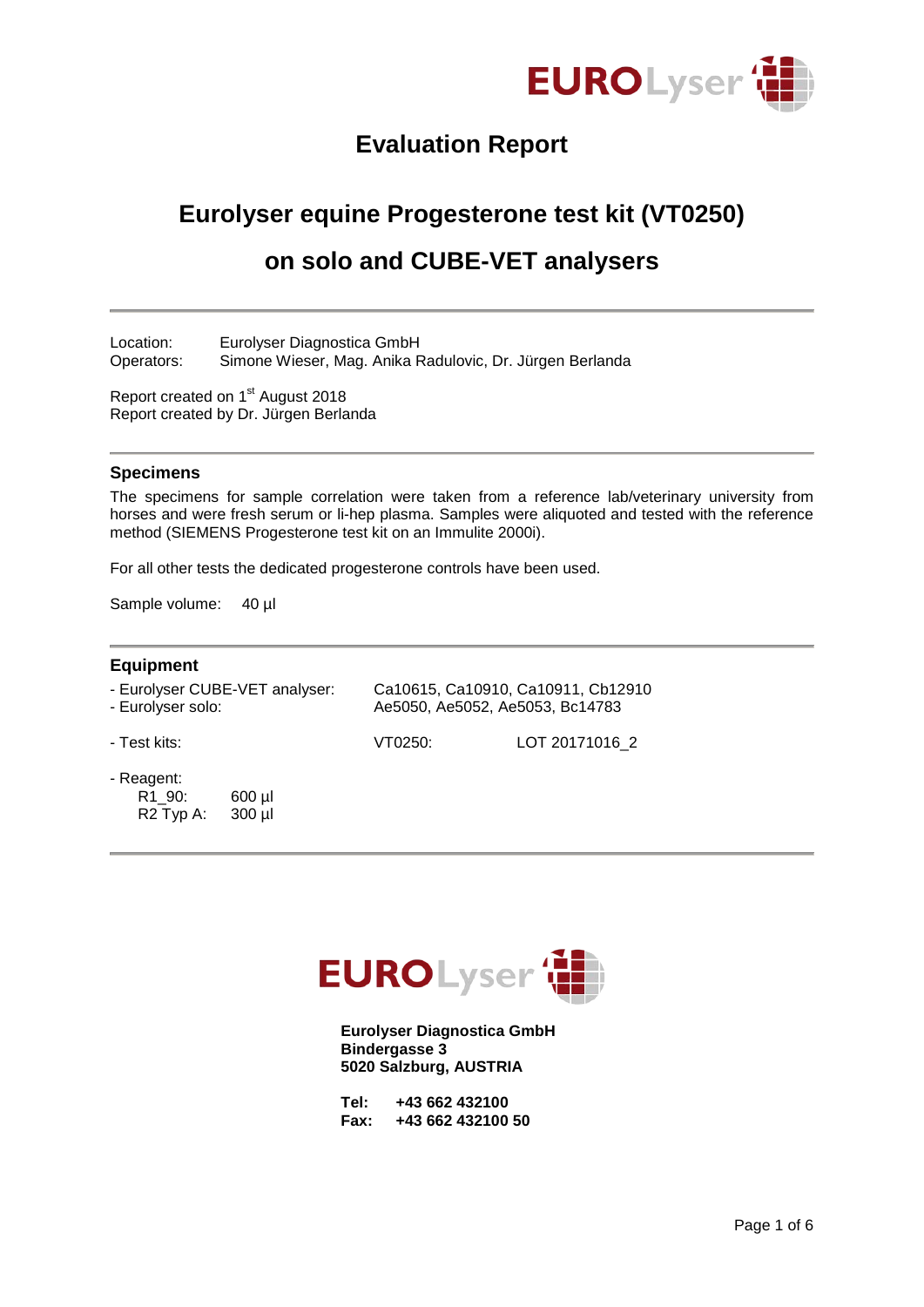# Evaluation Report

## Eurolyser equine Progesterone test kit (VT0250)

## on solo and CUBE-VET analysers

Location: Eurolyser Diagnostica GmbH
Operators: Simone Wieser, Mag. Anika Radulovic, Dr. Jürgen Berlanda

Report created on 1st August 2018
Report created by Dr. Jürgen Berlanda

### Specimens

The specimens for sample correlation were taken from a reference lab/veterinary university from horses and were fresh serum or li-hep plasma. Samples were aliquoted and tested with the reference method (SIEMENS Progesterone test kit on an Immulite 2000i).

For all other tests the dedicated progesterone controls have been used.

Sample volume: 40 µl

### Equipment

- Eurolyser CUBE-VET analyser: Ca10615, Ca10910, Ca10911, Cb12910
- Eurolyser solo: Ae5050, Ae5052, Ae5053, Bc14783

- Test kits: VT0250: LOT 20171016_2

- Reagent:
  - R1_90: 600 µl
  - R2 Typ A: 300 µl

**Eurolyser Diagnostica GmbH**
**Bindergasse 3**
**5020 Salzburg, AUSTRIA**

**Tel: +43 662 432100**
**Fax: +43 662 432100 50**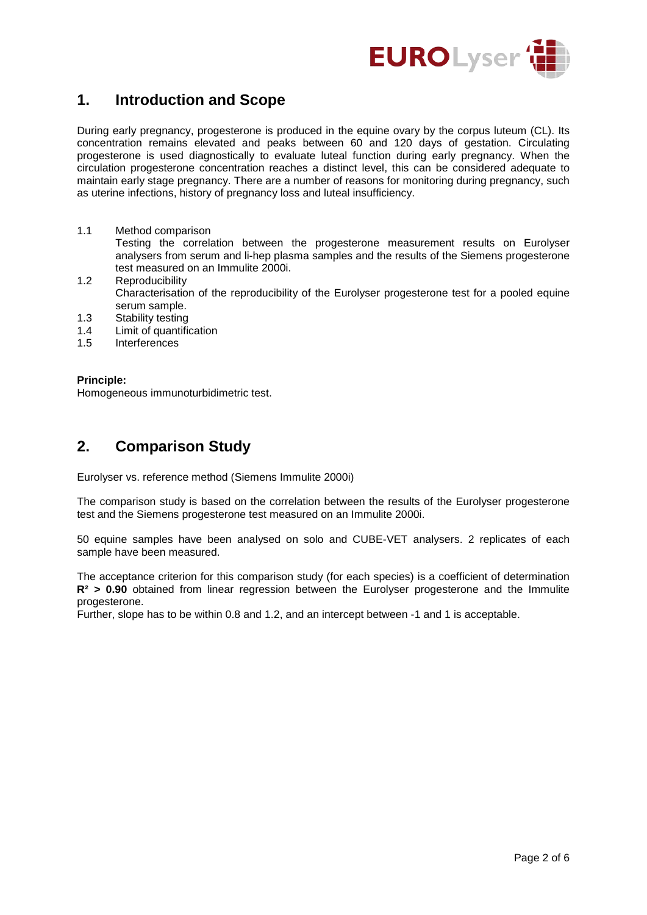# 1. Introduction and Scope

During early pregnancy, progesterone is produced in the equine ovary by the corpus luteum (CL). Its concentration remains elevated and peaks between 60 and 120 days of gestation. Circulating progesterone is used diagnostically to evaluate luteal function during early pregnancy. When the circulation progesterone concentration reaches a distinct level, this can be considered adequate to maintain early stage pregnancy. There are a number of reasons for monitoring during pregnancy, such as uterine infections, history of pregnancy loss and luteal insufficiency.

1.1 Method comparison
Testing the correlation between the progesterone measurement results on Eurolyser analysers from serum and li-hep plasma samples and the results of the Siemens progesterone test measured on an Immulite 2000i.

1.2 Reproducibility
Characterisation of the reproducibility of the Eurolyser progesterone test for a pooled equine serum sample.

1.3 Stability testing

1.4 Limit of quantification

1.5 Interferences

**Principle:**
Homogeneous immunoturbidimetric test.

# 2. Comparison Study

Eurolyser vs. reference method (Siemens Immulite 2000i)

The comparison study is based on the correlation between the results of the Eurolyser progesterone test and the Siemens progesterone test measured on an Immulite 2000i.

50 equine samples have been analysed on solo and CUBE-VET analysers. 2 replicates of each sample have been measured.

The acceptance criterion for this comparison study (for each species) is a coefficient of determination **$R^2$ > 0.90** obtained from linear regression between the Eurolyser progesterone and the Immulite progesterone.
Further, slope has to be within 0.8 and 1.2, and an intercept between -1 and 1 is acceptable.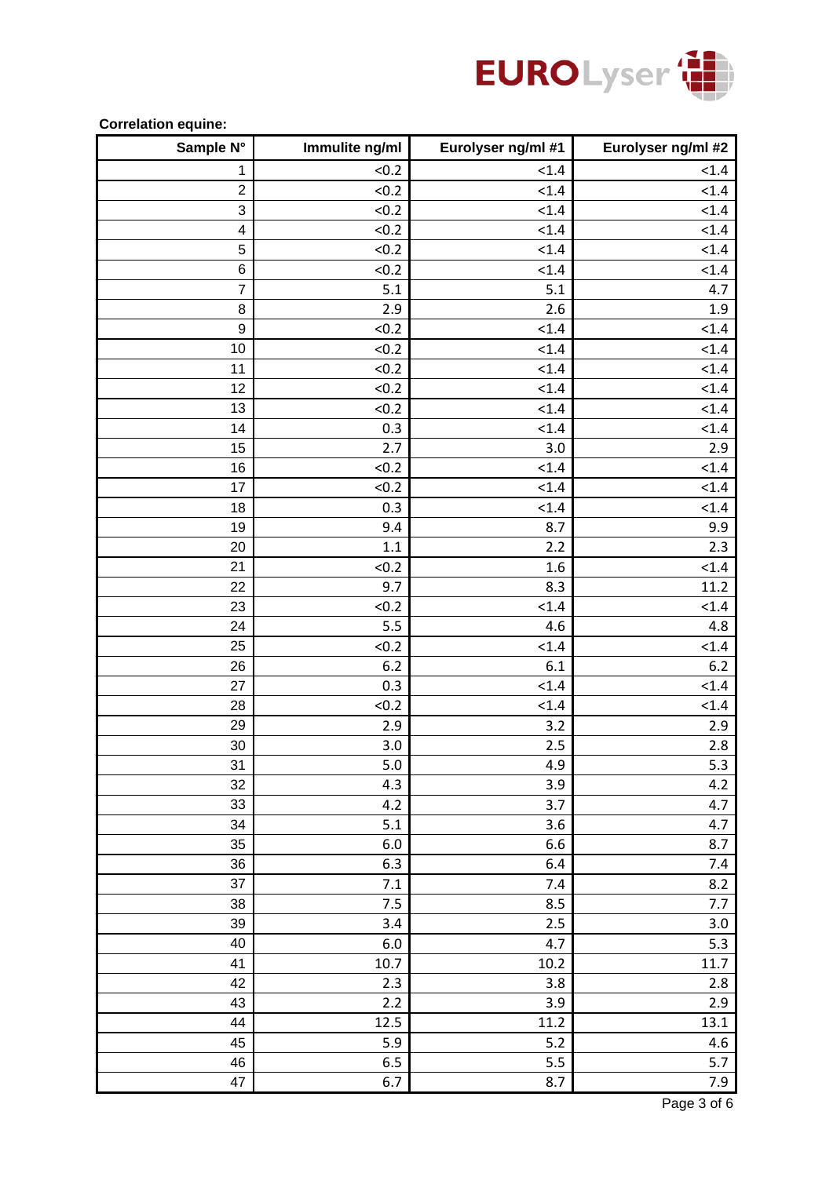**Correlation equine:**

| Sample N° | Immulite ng/ml | Eurolyser ng/ml #1 | Eurolyser ng/ml #2 |
|---|---|---|---|
| 1 | <0.2 | <1.4 | <1.4 |
| 2 | <0.2 | <1.4 | <1.4 |
| 3 | <0.2 | <1.4 | <1.4 |
| 4 | <0.2 | <1.4 | <1.4 |
| 5 | <0.2 | <1.4 | <1.4 |
| 6 | <0.2 | <1.4 | <1.4 |
| 7 | 5.1 | 5.1 | 4.7 |
| 8 | 2.9 | 2.6 | 1.9 |
| 9 | <0.2 | <1.4 | <1.4 |
| 10 | <0.2 | <1.4 | <1.4 |
| 11 | <0.2 | <1.4 | <1.4 |
| 12 | <0.2 | <1.4 | <1.4 |
| 13 | <0.2 | <1.4 | <1.4 |
| 14 | 0.3 | <1.4 | <1.4 |
| 15 | 2.7 | 3.0 | 2.9 |
| 16 | <0.2 | <1.4 | <1.4 |
| 17 | <0.2 | <1.4 | <1.4 |
| 18 | 0.3 | <1.4 | <1.4 |
| 19 | 9.4 | 8.7 | 9.9 |
| 20 | 1.1 | 2.2 | 2.3 |
| 21 | <0.2 | 1.6 | <1.4 |
| 22 | 9.7 | 8.3 | 11.2 |
| 23 | <0.2 | <1.4 | <1.4 |
| 24 | 5.5 | 4.6 | 4.8 |
| 25 | <0.2 | <1.4 | <1.4 |
| 26 | 6.2 | 6.1 | 6.2 |
| 27 | 0.3 | <1.4 | <1.4 |
| 28 | <0.2 | <1.4 | <1.4 |
| 29 | 2.9 | 3.2 | 2.9 |
| 30 | 3.0 | 2.5 | 2.8 |
| 31 | 5.0 | 4.9 | 5.3 |
| 32 | 4.3 | 3.9 | 4.2 |
| 33 | 4.2 | 3.7 | 4.7 |
| 34 | 5.1 | 3.6 | 4.7 |
| 35 | 6.0 | 6.6 | 8.7 |
| 36 | 6.3 | 6.4 | 7.4 |
| 37 | 7.1 | 7.4 | 8.2 |
| 38 | 7.5 | 8.5 | 7.7 |
| 39 | 3.4 | 2.5 | 3.0 |
| 40 | 6.0 | 4.7 | 5.3 |
| 41 | 10.7 | 10.2 | 11.7 |
| 42 | 2.3 | 3.8 | 2.8 |
| 43 | 2.2 | 3.9 | 2.9 |
| 44 | 12.5 | 11.2 | 13.1 |
| 45 | 5.9 | 5.2 | 4.6 |
| 46 | 6.5 | 5.5 | 5.7 |
| 47 | 6.7 | 8.7 | 7.9 |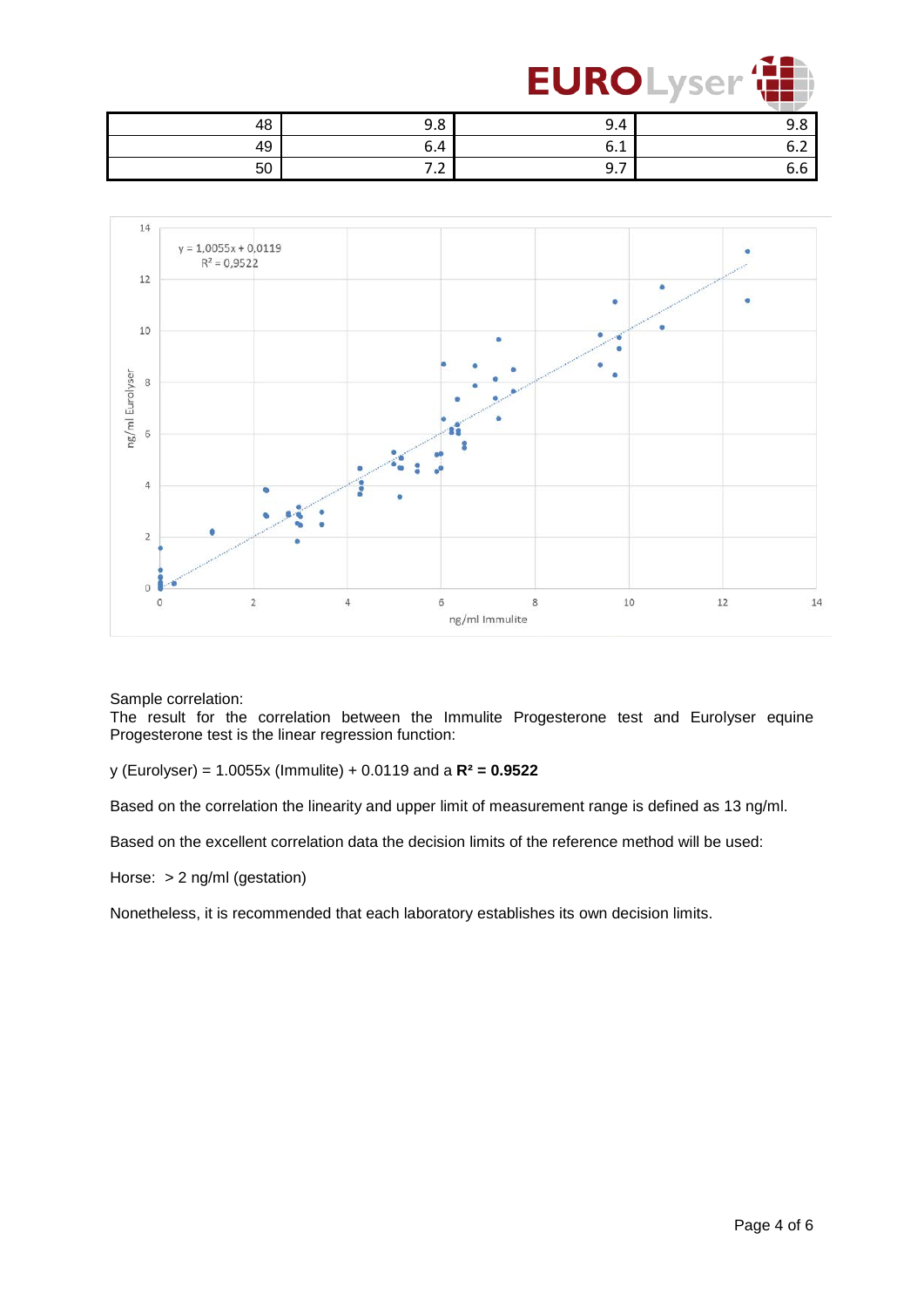| 48 | 9.8 | 9.4 | 9.8 |
|---|---|---|---|
| 49 | 6.4 | 6.1 | 6.2 |
| 50 | 7.2 | 9.7 | 6.6 |

Sample correlation:
The result for the correlation between the Immulite Progesterone test and Eurolyser equine Progesterone test is the linear regression function:

y (Eurolyser) = 1.0055x (Immulite) + 0.0119 and a $\mathbf{R^2 = 0.9522}$

Based on the correlation the linearity and upper limit of measurement range is defined as 13 ng/ml.

Based on the excellent correlation data the decision limits of the reference method will be used:

Horse: > 2 ng/ml (gestation)

Nonetheless, it is recommended that each laboratory establishes its own decision limits.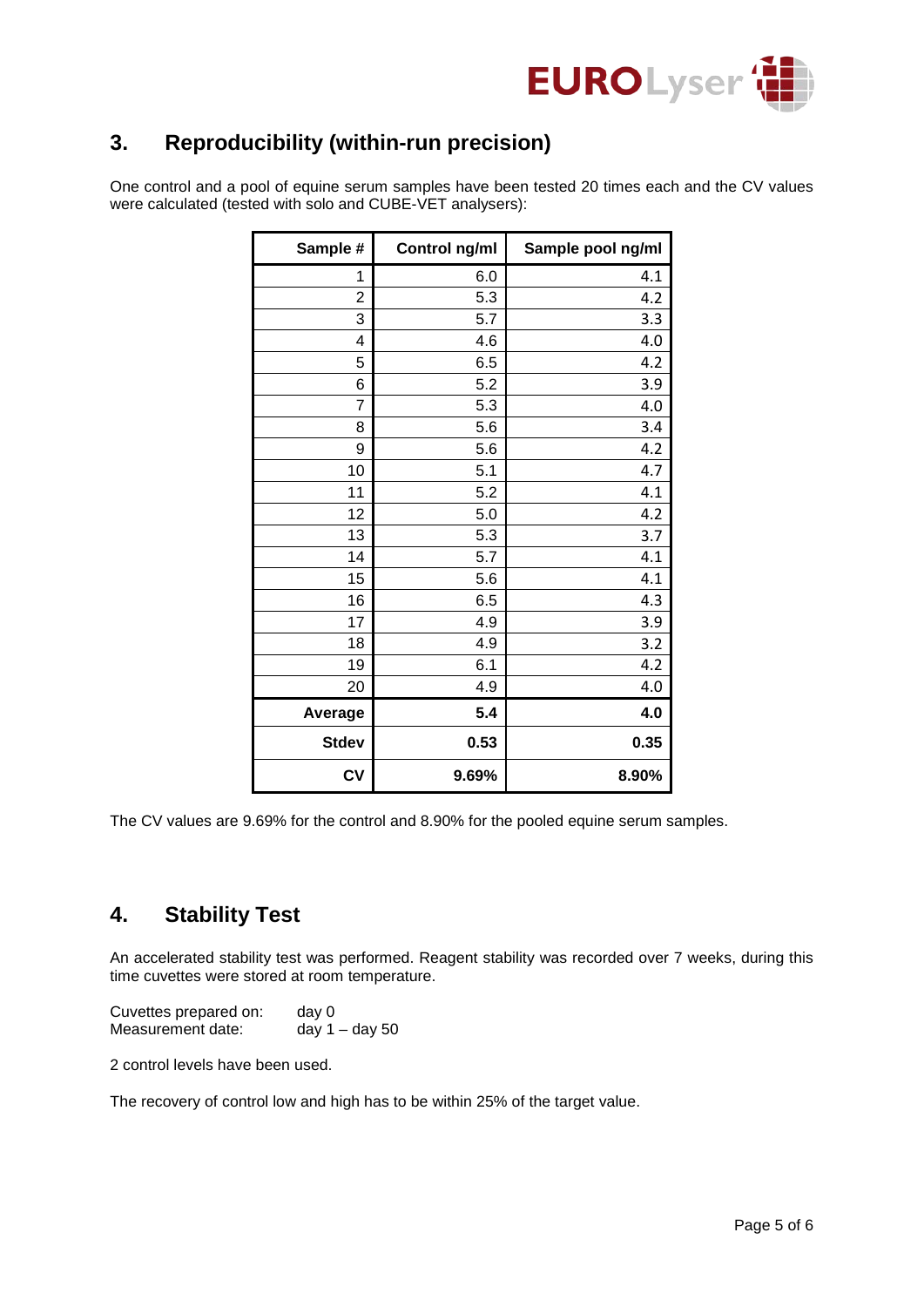## 3. Reproducibility (within-run precision)

One control and a pool of equine serum samples have been tested 20 times each and the CV values were calculated (tested with solo and CUBE-VET analysers):

| Sample # | Control ng/ml | Sample pool ng/ml |
|---:|---:|---:|
| 1 | 6.0 | 4.1 |
| 2 | 5.3 | 4.2 |
| 3 | 5.7 | 3.3 |
| 4 | 4.6 | 4.0 |
| 5 | 6.5 | 4.2 |
| 6 | 5.2 | 3.9 |
| 7 | 5.3 | 4.0 |
| 8 | 5.6 | 3.4 |
| 9 | 5.6 | 4.2 |
| 10 | 5.1 | 4.7 |
| 11 | 5.2 | 4.1 |
| 12 | 5.0 | 4.2 |
| 13 | 5.3 | 3.7 |
| 14 | 5.7 | 4.1 |
| 15 | 5.6 | 4.1 |
| 16 | 6.5 | 4.3 |
| 17 | 4.9 | 3.9 |
| 18 | 4.9 | 3.2 |
| 19 | 6.1 | 4.2 |
| 20 | 4.9 | 4.0 |
| **Average** | **5.4** | **4.0** |
| **Stdev** | **0.53** | **0.35** |
| **CV** | **9.69%** | **8.90%** |

The CV values are 9.69% for the control and 8.90% for the pooled equine serum samples.

## 4. Stability Test

An accelerated stability test was performed. Reagent stability was recorded over 7 weeks, during this time cuvettes were stored at room temperature.

Cuvettes prepared on: day 0
Measurement date: day 1 – day 50

2 control levels have been used.

The recovery of control low and high has to be within 25% of the target value.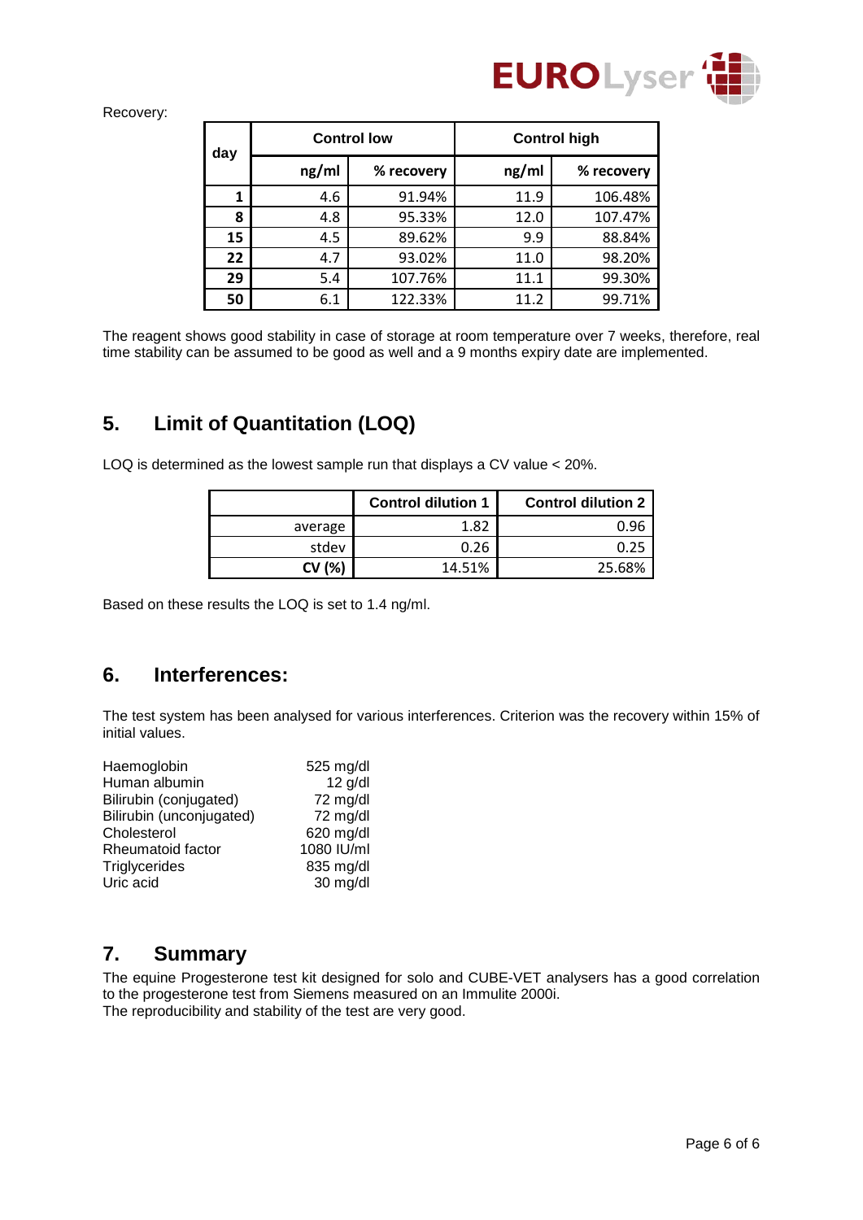Recovery:

| day | Control low | | Control high | |
|---|---|---|---|---|
| | ng/ml | % recovery | ng/ml | % recovery |
| 1 | 4.6 | 91.94% | 11.9 | 106.48% |
| 8 | 4.8 | 95.33% | 12.0 | 107.47% |
| 15 | 4.5 | 89.62% | 9.9 | 88.84% |
| 22 | 4.7 | 93.02% | 11.0 | 98.20% |
| 29 | 5.4 | 107.76% | 11.1 | 99.30% |
| 50 | 6.1 | 122.33% | 11.2 | 99.71% |

The reagent shows good stability in case of storage at room temperature over 7 weeks, therefore, real time stability can be assumed to be good as well and a 9 months expiry date are implemented.

## 5. Limit of Quantitation (LOQ)

LOQ is determined as the lowest sample run that displays a CV value < 20%.

| | Control dilution 1 | Control dilution 2 |
|---|---|---|
| average | 1.82 | 0.96 |
| stdev | 0.26 | 0.25 |
| **CV (%)** | 14.51% | 25.68% |

Based on these results the LOQ is set to 1.4 ng/ml.

## 6. Interferences:

The test system has been analysed for various interferences. Criterion was the recovery within 15% of initial values.

| | |
|---|---|
| Haemoglobin | 525 mg/dl |
| Human albumin | 12 g/dl |
| Bilirubin (conjugated) | 72 mg/dl |
| Bilirubin (unconjugated) | 72 mg/dl |
| Cholesterol | 620 mg/dl |
| Rheumatoid factor | 1080 IU/ml |
| Triglycerides | 835 mg/dl |
| Uric acid | 30 mg/dl |

## 7. Summary

The equine Progesterone test kit designed for solo and CUBE-VET analysers has a good correlation to the progesterone test from Siemens measured on an Immulite 2000i.
The reproducibility and stability of the test are very good.